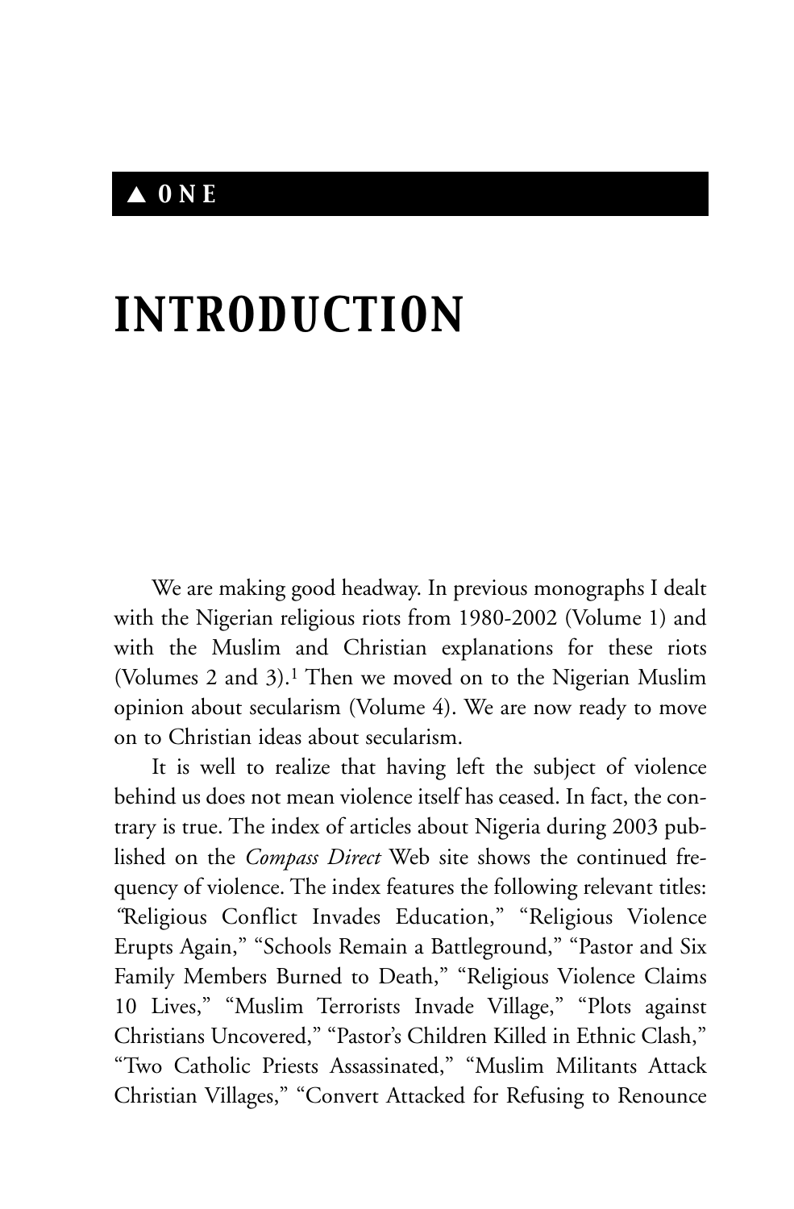# ▲ ONE

# INTRODUCTION

We are making good headway. In previous monographs I dealt with the Nigerian religious riots from 1980-2002 (Volume 1) and with the Muslim and Christian explanations for these riots (Volumes 2 and 3).[1] Then we moved on to the Nigerian Muslim opinion about secularism (Volume 4). We are now ready to move on to Christian ideas about secularism.

It is well to realize that having left the subject of violence behind us does not mean violence itself has ceased. In fact, the contrary is true. The index of articles about Nigeria during 2003 published on the *Compass Direct* Web site shows the continued frequency of violence. The index features the following relevant titles: "Religious Conflict Invades Education," "Religious Violence Erupts Again," "Schools Remain a Battleground," "Pastor and Six Family Members Burned to Death," "Religious Violence Claims 10 Lives," "Muslim Terrorists Invade Village," "Plots against Christians Uncovered," "Pastor's Children Killed in Ethnic Clash," "Two Catholic Priests Assassinated," "Muslim Militants Attack Christian Villages," "Convert Attacked for Refusing to Renounce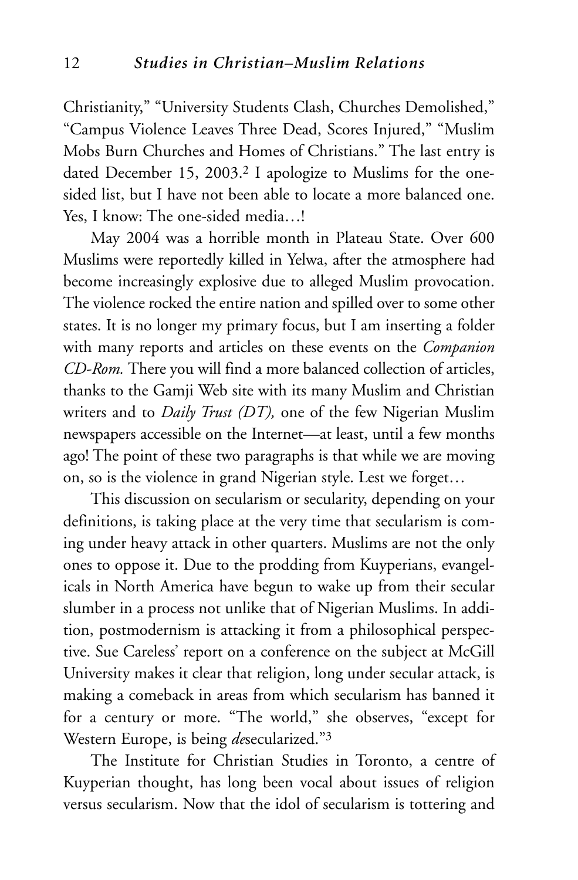Christianity," "University Students Clash, Churches Demolished," "Campus Violence Leaves Three Dead, Scores Injured," "Muslim Mobs Burn Churches and Homes of Christians." The last entry is dated December 15, 2003.[2] I apologize to Muslims for the one-sided list, but I have not been able to locate a more balanced one. Yes, I know: The one-sided media…!

May 2004 was a horrible month in Plateau State. Over 600 Muslims were reportedly killed in Yelwa, after the atmosphere had become increasingly explosive due to alleged Muslim provocation. The violence rocked the entire nation and spilled over to some other states. It is no longer my primary focus, but I am inserting a folder with many reports and articles on these events on the *Companion CD-Rom.* There you will find a more balanced collection of articles, thanks to the Gamji Web site with its many Muslim and Christian writers and to *Daily Trust (DT),* one of the few Nigerian Muslim newspapers accessible on the Internet—at least, until a few months ago! The point of these two paragraphs is that while we are moving on, so is the violence in grand Nigerian style. Lest we forget…

This discussion on secularism or secularity, depending on your definitions, is taking place at the very time that secularism is coming under heavy attack in other quarters. Muslims are not the only ones to oppose it. Due to the prodding from Kuyperians, evangelicals in North America have begun to wake up from their secular slumber in a process not unlike that of Nigerian Muslims. In addition, postmodernism is attacking it from a philosophical perspective. Sue Careless' report on a conference on the subject at McGill University makes it clear that religion, long under secular attack, is making a comeback in areas from which secularism has banned it for a century or more. "The world," she observes, "except for Western Europe, is being *de*secularized."[3]

The Institute for Christian Studies in Toronto, a centre of Kuyperian thought, has long been vocal about issues of religion versus secularism. Now that the idol of secularism is tottering and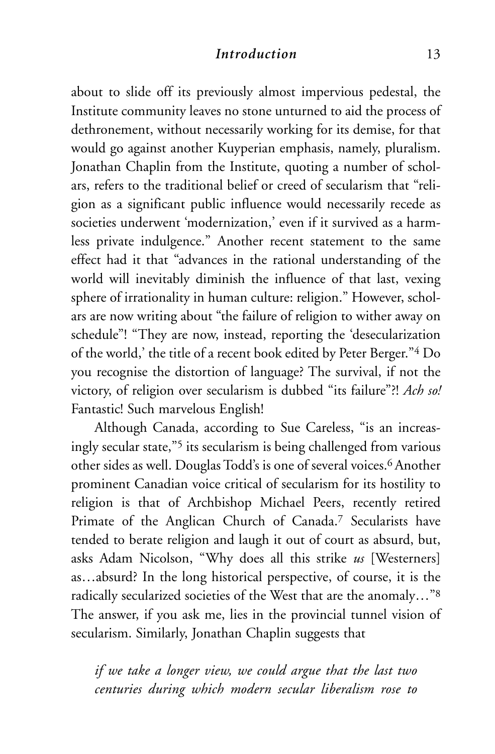about to slide off its previously almost impervious pedestal, the Institute community leaves no stone unturned to aid the process of dethronement, without necessarily working for its demise, for that would go against another Kuyperian emphasis, namely, pluralism. Jonathan Chaplin from the Institute, quoting a number of scholars, refers to the traditional belief or creed of secularism that "religion as a significant public influence would necessarily recede as societies underwent 'modernization,' even if it survived as a harmless private indulgence." Another recent statement to the same effect had it that "advances in the rational understanding of the world will inevitably diminish the influence of that last, vexing sphere of irrationality in human culture: religion." However, scholars are now writing about "the failure of religion to wither away on schedule"! "They are now, instead, reporting the 'desecularization of the world,' the title of a recent book edited by Peter Berger."[4] Do you recognise the distortion of language? The survival, if not the victory, of religion over secularism is dubbed "its failure"?! *Ach so!* Fantastic! Such marvelous English!

Although Canada, according to Sue Careless, "is an increasingly secular state,"[5] its secularism is being challenged from various other sides as well. Douglas Todd's is one of several voices.[6] Another prominent Canadian voice critical of secularism for its hostility to religion is that of Archbishop Michael Peers, recently retired Primate of the Anglican Church of Canada.[7] Secularists have tended to berate religion and laugh it out of court as absurd, but, asks Adam Nicolson, "Why does all this strike *us* [Westerners] as…absurd? In the long historical perspective, of course, it is the radically secularized societies of the West that are the anomaly…"[8] The answer, if you ask me, lies in the provincial tunnel vision of secularism. Similarly, Jonathan Chaplin suggests that

> *if we take a longer view, we could argue that the last two centuries during which modern secular liberalism rose to*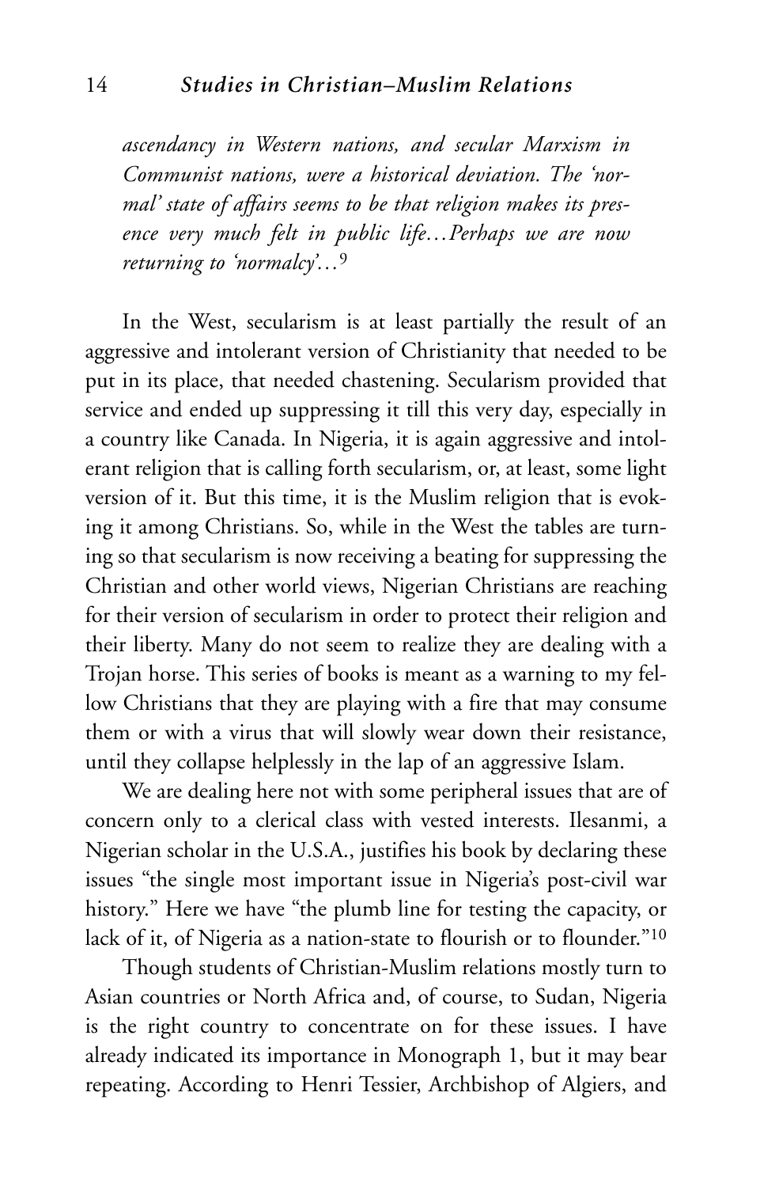*ascendancy in Western nations, and secular Marxism in Communist nations, were a historical deviation. The 'normal' state of affairs seems to be that religion makes its presence very much felt in public life…Perhaps we are now returning to 'normalcy'…*[9]

In the West, secularism is at least partially the result of an aggressive and intolerant version of Christianity that needed to be put in its place, that needed chastening. Secularism provided that service and ended up suppressing it till this very day, especially in a country like Canada. In Nigeria, it is again aggressive and intolerant religion that is calling forth secularism, or, at least, some light version of it. But this time, it is the Muslim religion that is evoking it among Christians. So, while in the West the tables are turning so that secularism is now receiving a beating for suppressing the Christian and other world views, Nigerian Christians are reaching for their version of secularism in order to protect their religion and their liberty. Many do not seem to realize they are dealing with a Trojan horse. This series of books is meant as a warning to my fellow Christians that they are playing with a fire that may consume them or with a virus that will slowly wear down their resistance, until they collapse helplessly in the lap of an aggressive Islam.

We are dealing here not with some peripheral issues that are of concern only to a clerical class with vested interests. Ilesanmi, a Nigerian scholar in the U.S.A., justifies his book by declaring these issues "the single most important issue in Nigeria's post-civil war history." Here we have "the plumb line for testing the capacity, or lack of it, of Nigeria as a nation-state to flourish or to flounder."[10]

Though students of Christian-Muslim relations mostly turn to Asian countries or North Africa and, of course, to Sudan, Nigeria is the right country to concentrate on for these issues. I have already indicated its importance in Monograph 1, but it may bear repeating. According to Henri Tessier, Archbishop of Algiers, and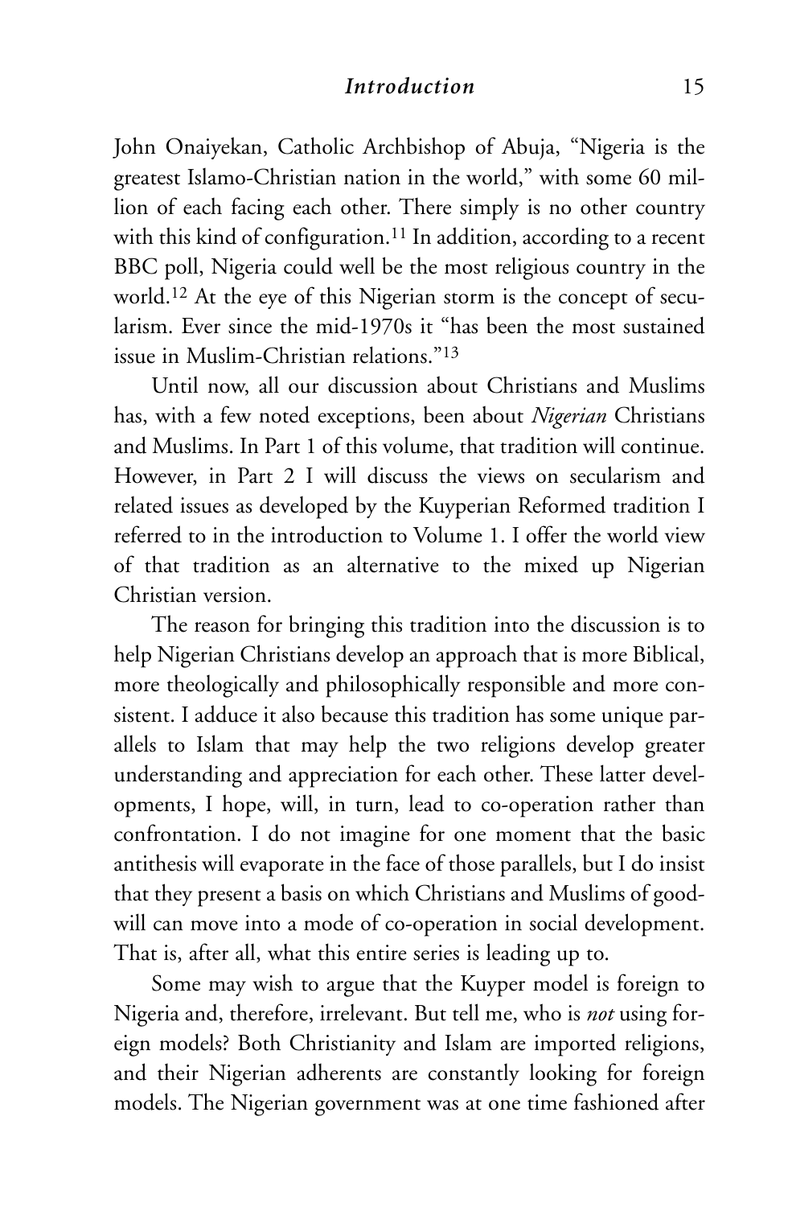John Onaiyekan, Catholic Archbishop of Abuja, "Nigeria is the greatest Islamo-Christian nation in the world," with some 60 million of each facing each other. There simply is no other country with this kind of configuration.[11] In addition, according to a recent BBC poll, Nigeria could well be the most religious country in the world.[12] At the eye of this Nigerian storm is the concept of secularism. Ever since the mid-1970s it "has been the most sustained issue in Muslim-Christian relations."[13]

Until now, all our discussion about Christians and Muslims has, with a few noted exceptions, been about *Nigerian* Christians and Muslims. In Part 1 of this volume, that tradition will continue. However, in Part 2 I will discuss the views on secularism and related issues as developed by the Kuyperian Reformed tradition I referred to in the introduction to Volume 1. I offer the world view of that tradition as an alternative to the mixed up Nigerian Christian version.

The reason for bringing this tradition into the discussion is to help Nigerian Christians develop an approach that is more Biblical, more theologically and philosophically responsible and more consistent. I adduce it also because this tradition has some unique parallels to Islam that may help the two religions develop greater understanding and appreciation for each other. These latter developments, I hope, will, in turn, lead to co-operation rather than confrontation. I do not imagine for one moment that the basic antithesis will evaporate in the face of those parallels, but I do insist that they present a basis on which Christians and Muslims of goodwill can move into a mode of co-operation in social development. That is, after all, what this entire series is leading up to.

Some may wish to argue that the Kuyper model is foreign to Nigeria and, therefore, irrelevant. But tell me, who is *not* using foreign models? Both Christianity and Islam are imported religions, and their Nigerian adherents are constantly looking for foreign models. The Nigerian government was at one time fashioned after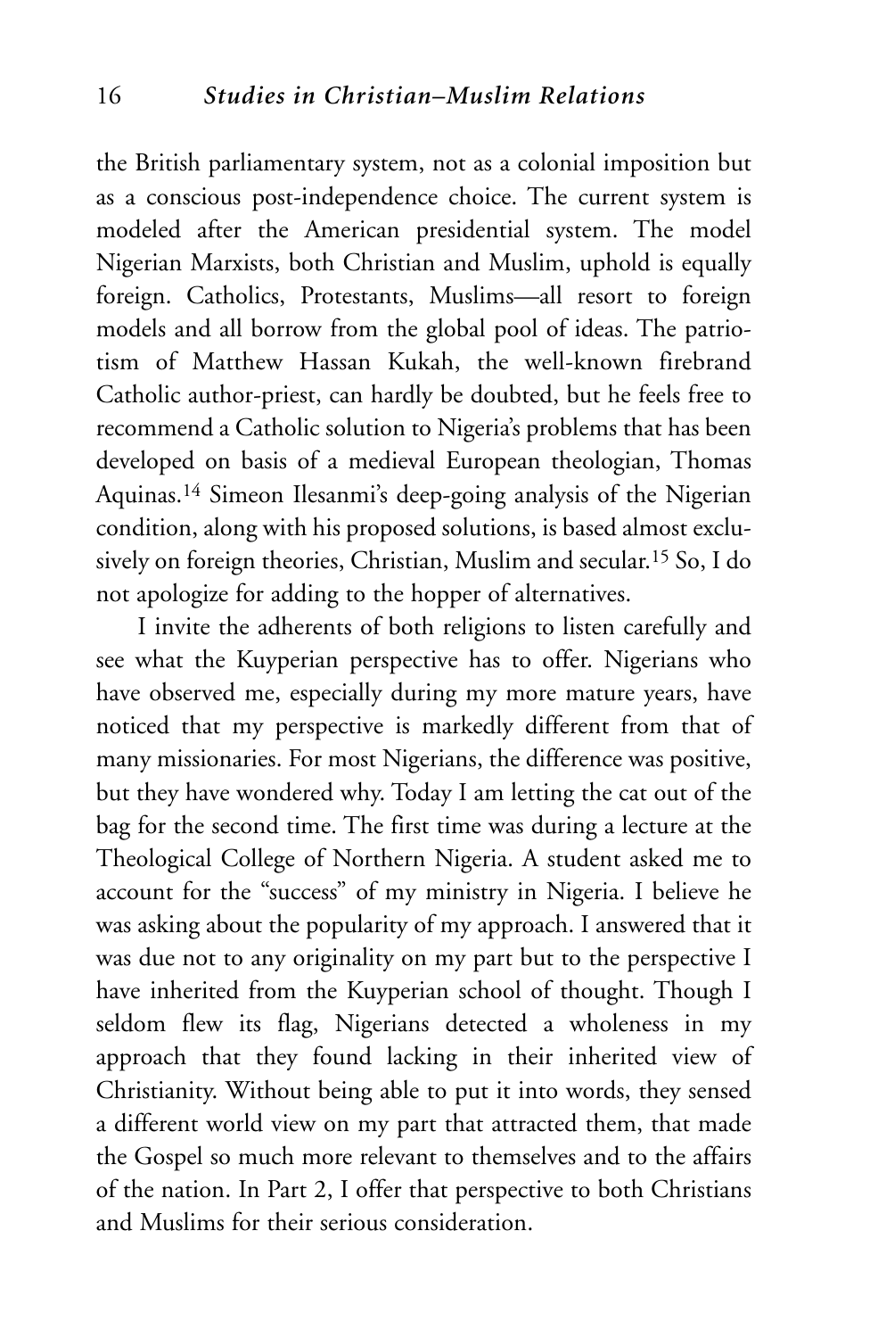the British parliamentary system, not as a colonial imposition but as a conscious post-independence choice. The current system is modeled after the American presidential system. The model Nigerian Marxists, both Christian and Muslim, uphold is equally foreign. Catholics, Protestants, Muslims—all resort to foreign models and all borrow from the global pool of ideas. The patriotism of Matthew Hassan Kukah, the well-known firebrand Catholic author-priest, can hardly be doubted, but he feels free to recommend a Catholic solution to Nigeria's problems that has been developed on basis of a medieval European theologian, Thomas Aquinas.[14] Simeon Ilesanmi's deep-going analysis of the Nigerian condition, along with his proposed solutions, is based almost exclusively on foreign theories, Christian, Muslim and secular.[15] So, I do not apologize for adding to the hopper of alternatives.

I invite the adherents of both religions to listen carefully and see what the Kuyperian perspective has to offer. Nigerians who have observed me, especially during my more mature years, have noticed that my perspective is markedly different from that of many missionaries. For most Nigerians, the difference was positive, but they have wondered why. Today I am letting the cat out of the bag for the second time. The first time was during a lecture at the Theological College of Northern Nigeria. A student asked me to account for the "success" of my ministry in Nigeria. I believe he was asking about the popularity of my approach. I answered that it was due not to any originality on my part but to the perspective I have inherited from the Kuyperian school of thought. Though I seldom flew its flag, Nigerians detected a wholeness in my approach that they found lacking in their inherited view of Christianity. Without being able to put it into words, they sensed a different world view on my part that attracted them, that made the Gospel so much more relevant to themselves and to the affairs of the nation. In Part 2, I offer that perspective to both Christians and Muslims for their serious consideration.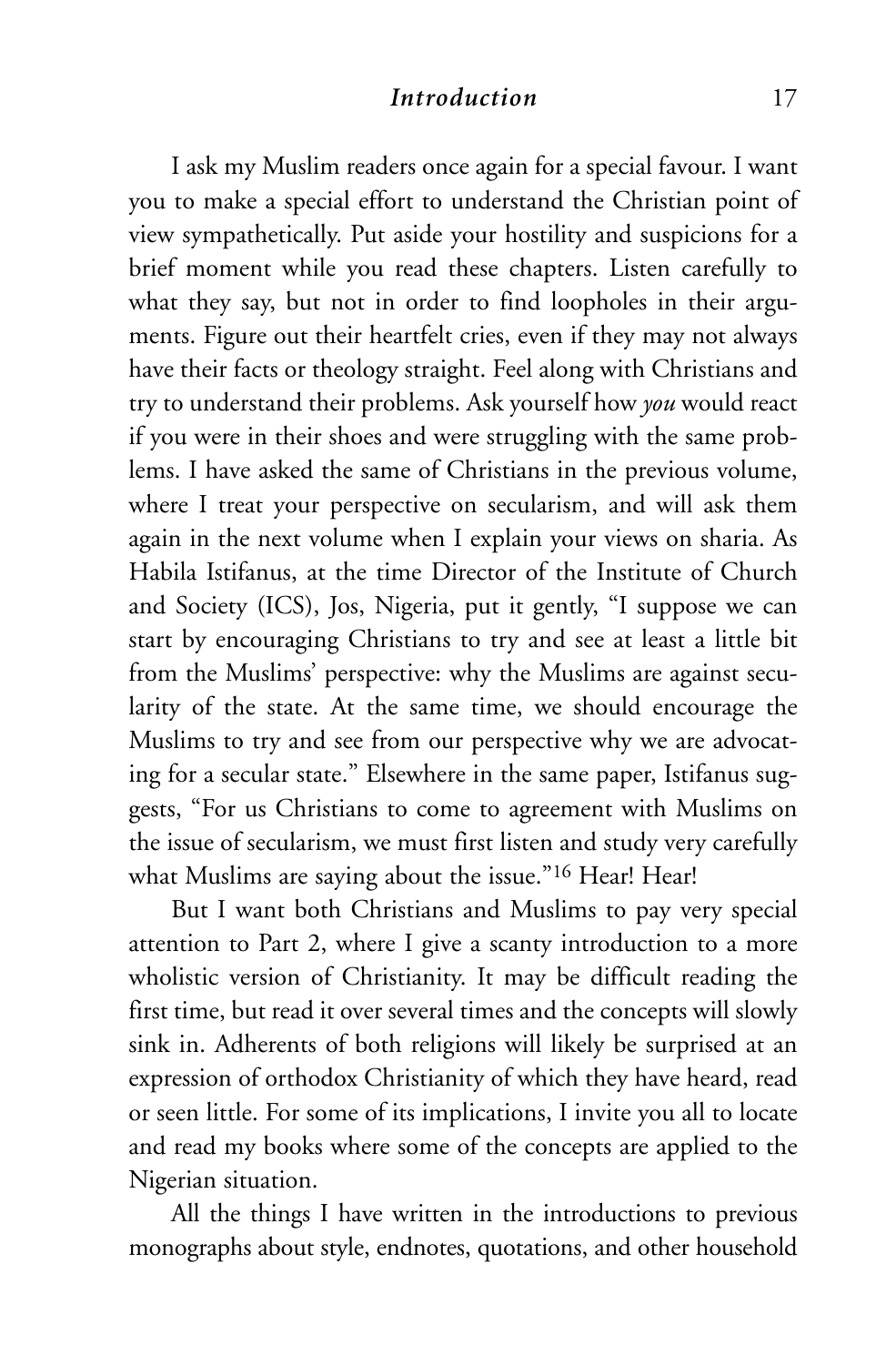I ask my Muslim readers once again for a special favour. I want you to make a special effort to understand the Christian point of view sympathetically. Put aside your hostility and suspicions for a brief moment while you read these chapters. Listen carefully to what they say, but not in order to find loopholes in their arguments. Figure out their heartfelt cries, even if they may not always have their facts or theology straight. Feel along with Christians and try to understand their problems. Ask yourself how *you* would react if you were in their shoes and were struggling with the same problems. I have asked the same of Christians in the previous volume, where I treat your perspective on secularism, and will ask them again in the next volume when I explain your views on sharia. As Habila Istifanus, at the time Director of the Institute of Church and Society (ICS), Jos, Nigeria, put it gently, "I suppose we can start by encouraging Christians to try and see at least a little bit from the Muslims' perspective: why the Muslims are against secularity of the state. At the same time, we should encourage the Muslims to try and see from our perspective why we are advocating for a secular state." Elsewhere in the same paper, Istifanus suggests, "For us Christians to come to agreement with Muslims on the issue of secularism, we must first listen and study very carefully what Muslims are saying about the issue."[16] Hear! Hear!

But I want both Christians and Muslims to pay very special attention to Part 2, where I give a scanty introduction to a more wholistic version of Christianity. It may be difficult reading the first time, but read it over several times and the concepts will slowly sink in. Adherents of both religions will likely be surprised at an expression of orthodox Christianity of which they have heard, read or seen little. For some of its implications, I invite you all to locate and read my books where some of the concepts are applied to the Nigerian situation.

All the things I have written in the introductions to previous monographs about style, endnotes, quotations, and other household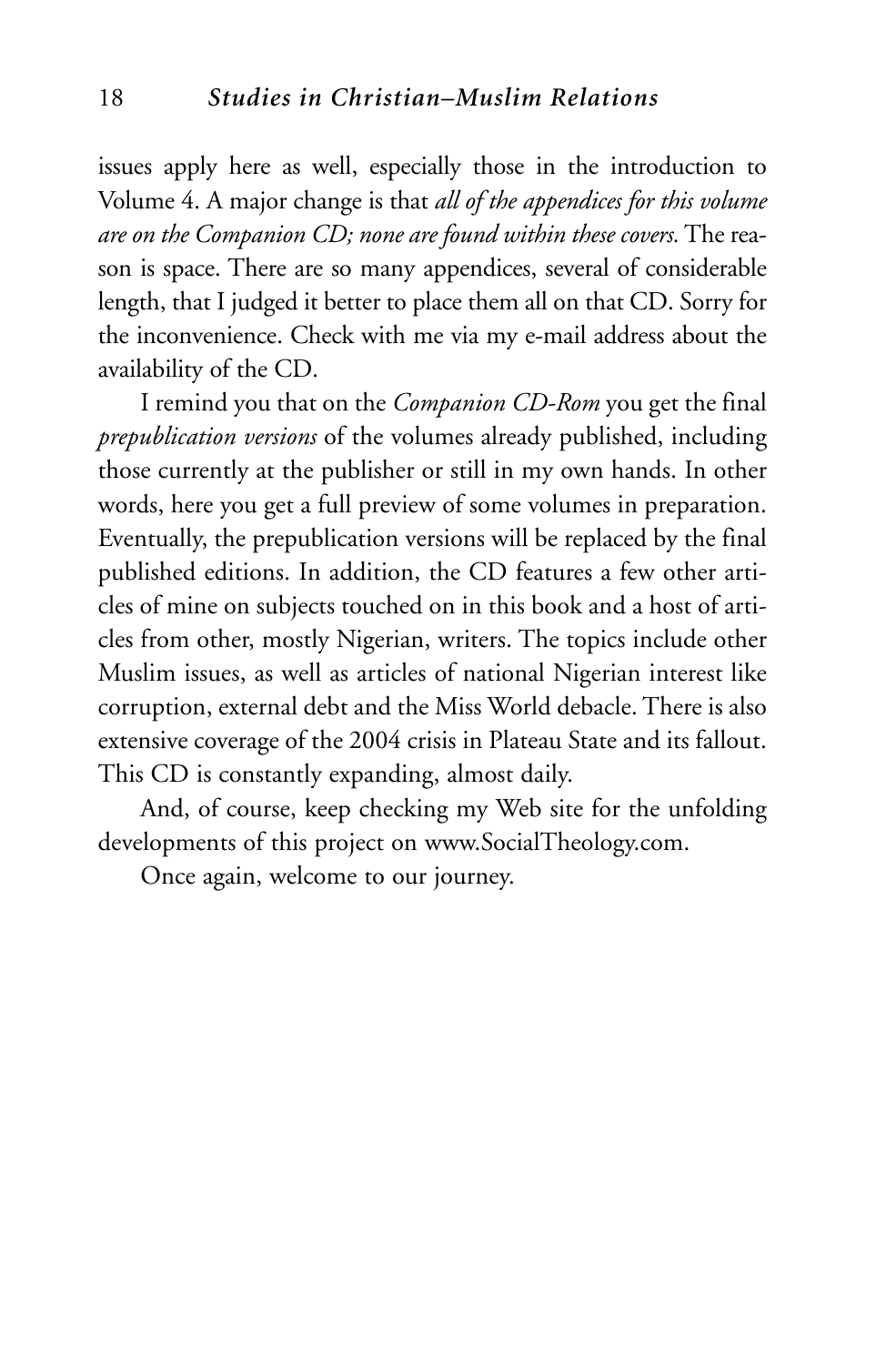issues apply here as well, especially those in the introduction to Volume 4. A major change is that *all of the appendices for this volume are on the Companion CD; none are found within these covers.* The reason is space. There are so many appendices, several of considerable length, that I judged it better to place them all on that CD. Sorry for the inconvenience. Check with me via my e-mail address about the availability of the CD.

I remind you that on the *Companion CD-Rom* you get the final *prepublication versions* of the volumes already published, including those currently at the publisher or still in my own hands. In other words, here you get a full preview of some volumes in preparation. Eventually, the prepublication versions will be replaced by the final published editions. In addition, the CD features a few other articles of mine on subjects touched on in this book and a host of articles from other, mostly Nigerian, writers. The topics include other Muslim issues, as well as articles of national Nigerian interest like corruption, external debt and the Miss World debacle. There is also extensive coverage of the 2004 crisis in Plateau State and its fallout. This CD is constantly expanding, almost daily.

And, of course, keep checking my Web site for the unfolding developments of this project on www.SocialTheology.com.

Once again, welcome to our journey.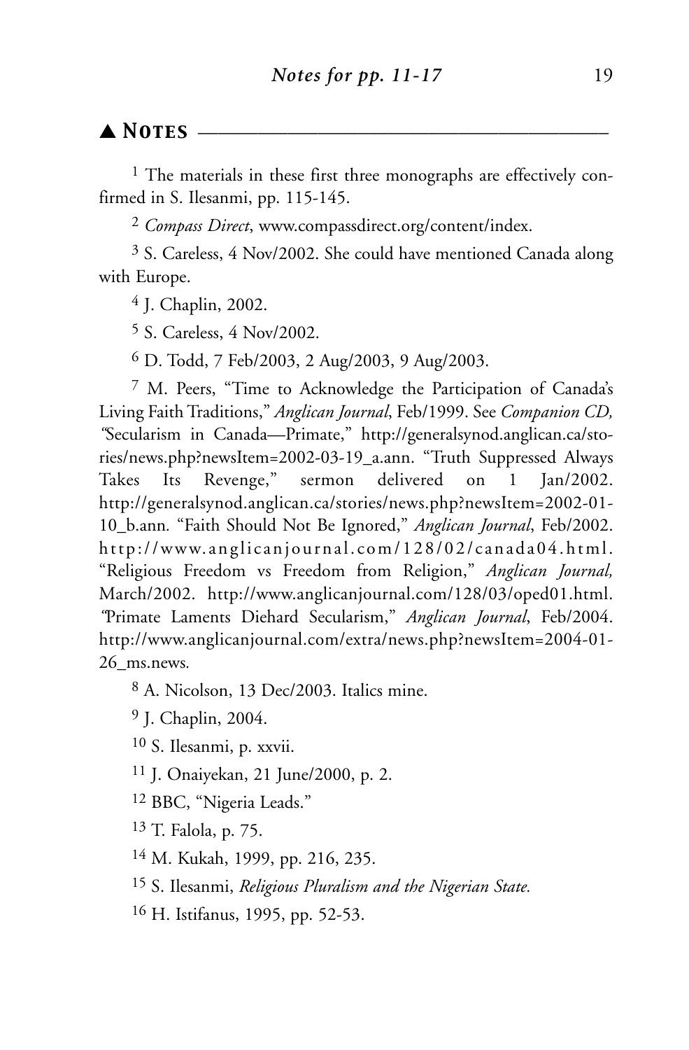## ▲ Notes

[1] The materials in these first three monographs are effectively confirmed in S. Ilesanmi, pp. 115-145.

[2] *Compass Direct*, www.compassdirect.org/content/index.

[3] S. Careless, 4 Nov/2002. She could have mentioned Canada along with Europe.

[4] J. Chaplin, 2002.

[5] S. Careless, 4 Nov/2002.

[6] D. Todd, 7 Feb/2003, 2 Aug/2003, 9 Aug/2003.

[7] M. Peers, "Time to Acknowledge the Participation of Canada's Living Faith Traditions," *Anglican Journal*, Feb/1999. See *Companion CD, "*Secularism in Canada—Primate," http://generalsynod.anglican.ca/stories/news.php?newsItem=2002-03-19_a.ann. "Truth Suppressed Always Takes Its Revenge," sermon delivered on 1 Jan/2002. http://generalsynod.anglican.ca/stories/news.php?newsItem=2002-01-10_b.ann. "Faith Should Not Be Ignored," *Anglican Journal*, Feb/2002. http://www.anglicanjournal.com/128/02/canada04.html. "Religious Freedom vs Freedom from Religion," *Anglican Journal,* March/2002. http://www.anglicanjournal.com/128/03/oped01.html. "Primate Laments Diehard Secularism," *Anglican Journal*, Feb/2004. http://www.anglicanjournal.com/extra/news.php?newsItem=2004-01-26_ms.news.

[8] A. Nicolson, 13 Dec/2003. Italics mine.

[9] J. Chaplin, 2004.

[10] S. Ilesanmi, p. xxvii.

[11] J. Onaiyekan, 21 June/2000, p. 2.

[12] BBC, "Nigeria Leads."

[13] T. Falola, p. 75.

[14] M. Kukah, 1999, pp. 216, 235.

[15] S. Ilesanmi, *Religious Pluralism and the Nigerian State.*

[16] H. Istifanus, 1995, pp. 52-53.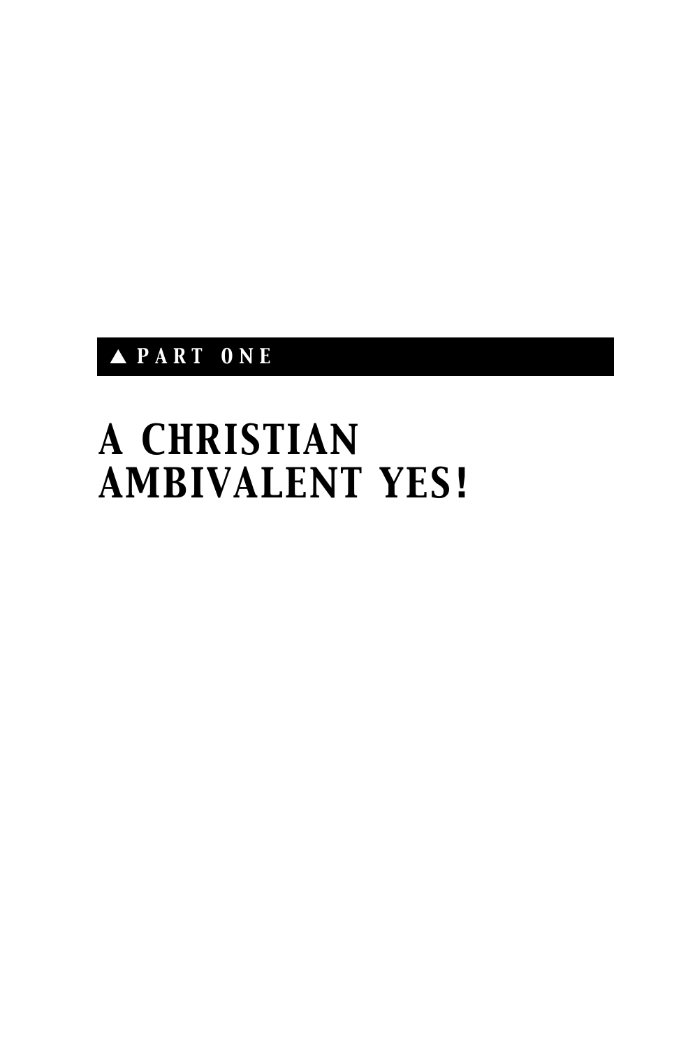▲ **PART ONE**

# A CHRISTIAN AMBIVALENT YES!